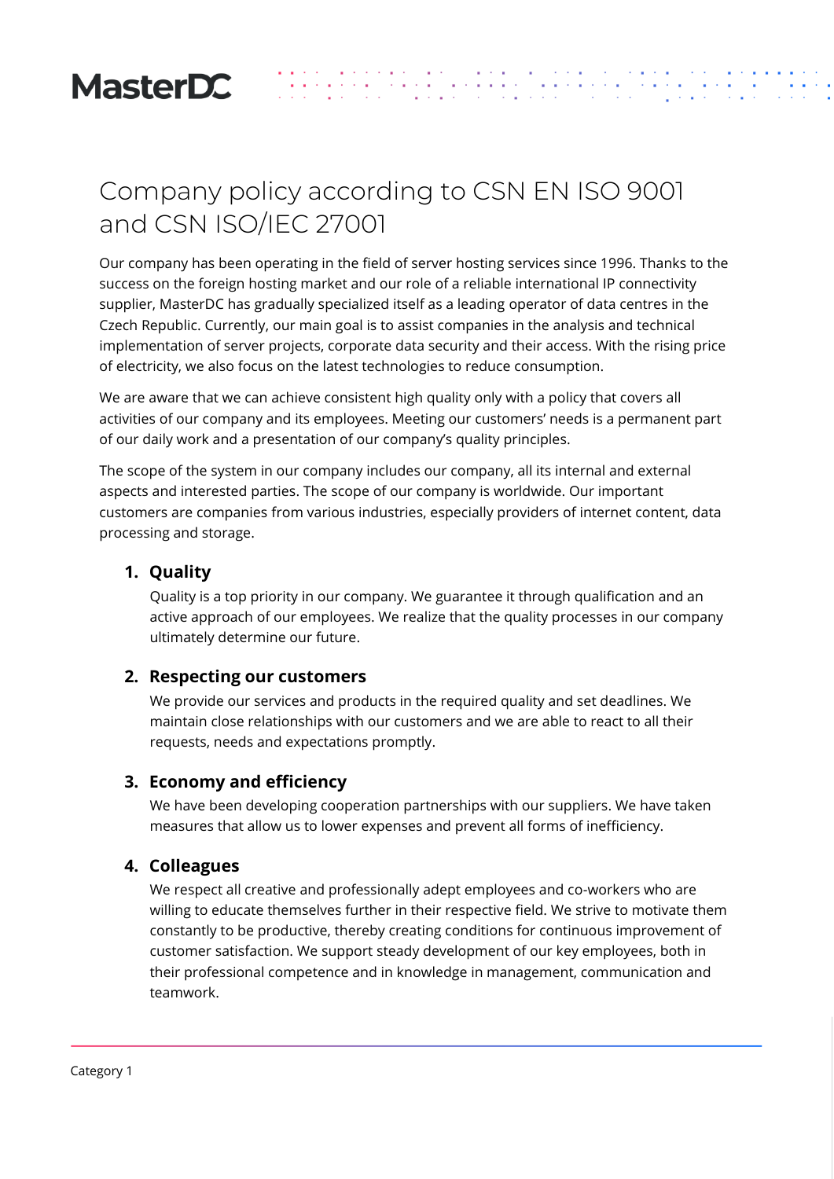# Company policy according to CSN EN ISO 9001 and CSN ISO/IEC 27001

Our company has been operating in the field of server hosting services since 1996. Thanks to the success on the foreign hosting market and our role of a reliable international IP connectivity supplier, MasterDC has gradually specialized itself as a leading operator of data centres in the Czech Republic. Currently, our main goal is to assist companies in the analysis and technical implementation of server projects, corporate data security and their access. With the rising price of electricity, we also focus on the latest technologies to reduce consumption.

We are aware that we can achieve consistent high quality only with a policy that covers all activities of our company and its employees. Meeting our customers' needs is a permanent part of our daily work and a presentation of our company's quality principles.

The scope of the system in our company includes our company, all its internal and external aspects and interested parties. The scope of our company is worldwide. Our important customers are companies from various industries, especially providers of internet content, data processing and storage.

1. **Quality**
   Quality is a top priority in our company. We guarantee it through qualification and an active approach of our employees. We realize that the quality processes in our company ultimately determine our future.

2. **Respecting our customers**
   We provide our services and products in the required quality and set deadlines. We maintain close relationships with our customers and we are able to react to all their requests, needs and expectations promptly.

3. **Economy and efficiency**
   We have been developing cooperation partnerships with our suppliers. We have taken measures that allow us to lower expenses and prevent all forms of inefficiency.

4. **Colleagues**
   We respect all creative and professionally adept employees and co-workers who are willing to educate themselves further in their respective field. We strive to motivate them constantly to be productive, thereby creating conditions for continuous improvement of customer satisfaction. We support steady development of our key employees, both in their professional competence and in knowledge in management, communication and teamwork.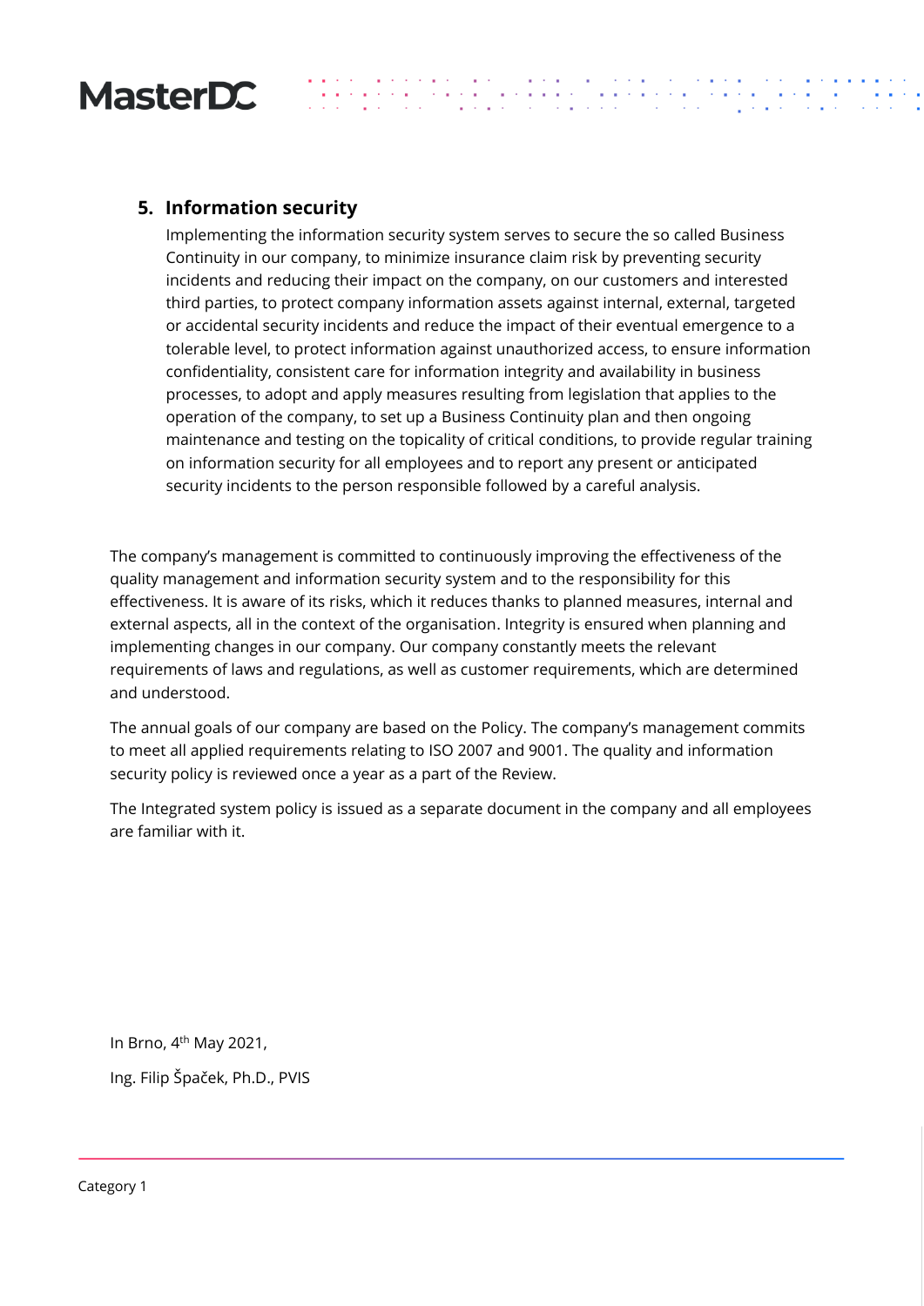## 5. Information security

Implementing the information security system serves to secure the so called Business Continuity in our company, to minimize insurance claim risk by preventing security incidents and reducing their impact on the company, on our customers and interested third parties, to protect company information assets against internal, external, targeted or accidental security incidents and reduce the impact of their eventual emergence to a tolerable level, to protect information against unauthorized access, to ensure information confidentiality, consistent care for information integrity and availability in business processes, to adopt and apply measures resulting from legislation that applies to the operation of the company, to set up a Business Continuity plan and then ongoing maintenance and testing on the topicality of critical conditions, to provide regular training on information security for all employees and to report any present or anticipated security incidents to the person responsible followed by a careful analysis.

The company's management is committed to continuously improving the effectiveness of the quality management and information security system and to the responsibility for this effectiveness. It is aware of its risks, which it reduces thanks to planned measures, internal and external aspects, all in the context of the organisation. Integrity is ensured when planning and implementing changes in our company. Our company constantly meets the relevant requirements of laws and regulations, as well as customer requirements, which are determined and understood.

The annual goals of our company are based on the Policy. The company's management commits to meet all applied requirements relating to ISO 2007 and 9001. The quality and information security policy is reviewed once a year as a part of the Review.

The Integrated system policy is issued as a separate document in the company and all employees are familiar with it.

In Brno, 4th May 2021,

Ing. Filip Špaček, Ph.D., PVIS

Category 1